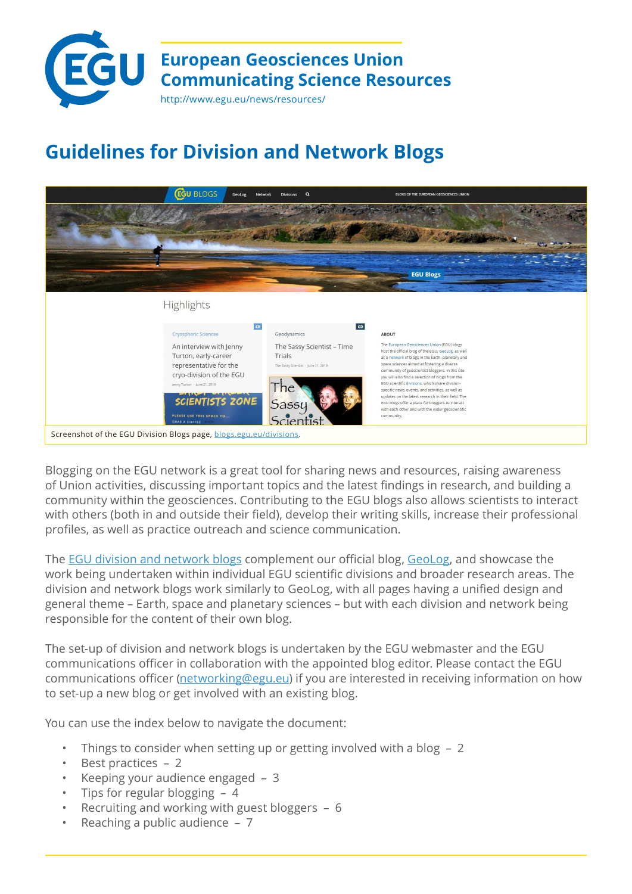# European Geosciences Union Communicating Science Resources

http://www.egu.eu/news/resources/

# Guidelines for Division and Network Blogs

Screenshot of the EGU Division Blogs page, blogs.egu.eu/divisions.

Blogging on the EGU network is a great tool for sharing news and resources, raising awareness of Union activities, discussing important topics and the latest findings in research, and building a community within the geosciences. Contributing to the EGU blogs also allows scientists to interact with others (both in and outside their field), develop their writing skills, increase their professional profiles, as well as practice outreach and science communication.

The EGU division and network blogs complement our official blog, GeoLog, and showcase the work being undertaken within individual EGU scientific divisions and broader research areas. The division and network blogs work similarly to GeoLog, with all pages having a unified design and general theme – Earth, space and planetary sciences – but with each division and network being responsible for the content of their own blog.

The set-up of division and network blogs is undertaken by the EGU webmaster and the EGU communications officer in collaboration with the appointed blog editor. Please contact the EGU communications officer (networking@egu.eu) if you are interested in receiving information on how to set-up a new blog or get involved with an existing blog.

You can use the index below to navigate the document:

- Things to consider when setting up or getting involved with a blog – 2
- Best practices – 2
- Keeping your audience engaged – 3
- Tips for regular blogging – 4
- Recruiting and working with guest bloggers – 6
- Reaching a public audience – 7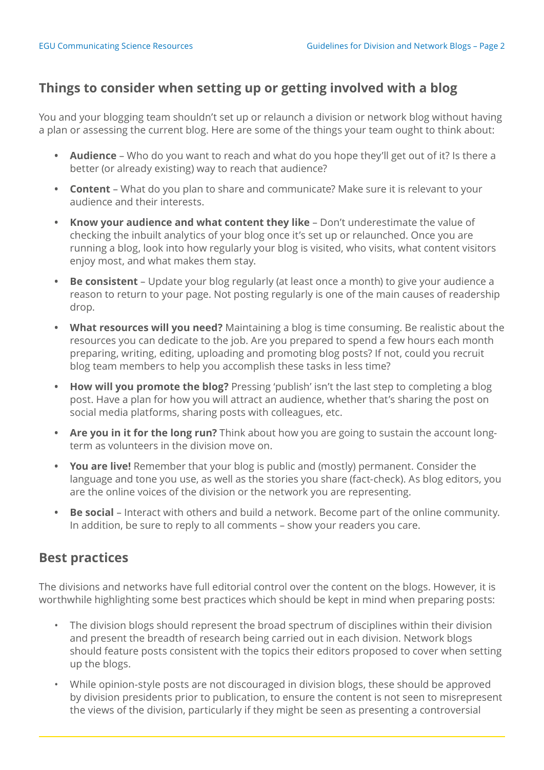## Things to consider when setting up or getting involved with a blog

You and your blogging team shouldn't set up or relaunch a division or network blog without having a plan or assessing the current blog. Here are some of the things your team ought to think about:

- **Audience** – Who do you want to reach and what do you hope they'll get out of it? Is there a better (or already existing) way to reach that audience?
- **Content** – What do you plan to share and communicate? Make sure it is relevant to your audience and their interests.
- **Know your audience and what content they like** – Don't underestimate the value of checking the inbuilt analytics of your blog once it's set up or relaunched. Once you are running a blog, look into how regularly your blog is visited, who visits, what content visitors enjoy most, and what makes them stay.
- **Be consistent** – Update your blog regularly (at least once a month) to give your audience a reason to return to your page. Not posting regularly is one of the main causes of readership drop.
- **What resources will you need?** Maintaining a blog is time consuming. Be realistic about the resources you can dedicate to the job. Are you prepared to spend a few hours each month preparing, writing, editing, uploading and promoting blog posts? If not, could you recruit blog team members to help you accomplish these tasks in less time?
- **How will you promote the blog?** Pressing 'publish' isn't the last step to completing a blog post. Have a plan for how you will attract an audience, whether that's sharing the post on social media platforms, sharing posts with colleagues, etc.
- **Are you in it for the long run?** Think about how you are going to sustain the account long-term as volunteers in the division move on.
- **You are live!** Remember that your blog is public and (mostly) permanent. Consider the language and tone you use, as well as the stories you share (fact-check). As blog editors, you are the online voices of the division or the network you are representing.
- **Be social** – Interact with others and build a network. Become part of the online community. In addition, be sure to reply to all comments – show your readers you care.

## Best practices

The divisions and networks have full editorial control over the content on the blogs. However, it is worthwhile highlighting some best practices which should be kept in mind when preparing posts:

- The division blogs should represent the broad spectrum of disciplines within their division and present the breadth of research being carried out in each division. Network blogs should feature posts consistent with the topics their editors proposed to cover when setting up the blogs.
- While opinion-style posts are not discouraged in division blogs, these should be approved by division presidents prior to publication, to ensure the content is not seen to misrepresent the views of the division, particularly if they might be seen as presenting a controversial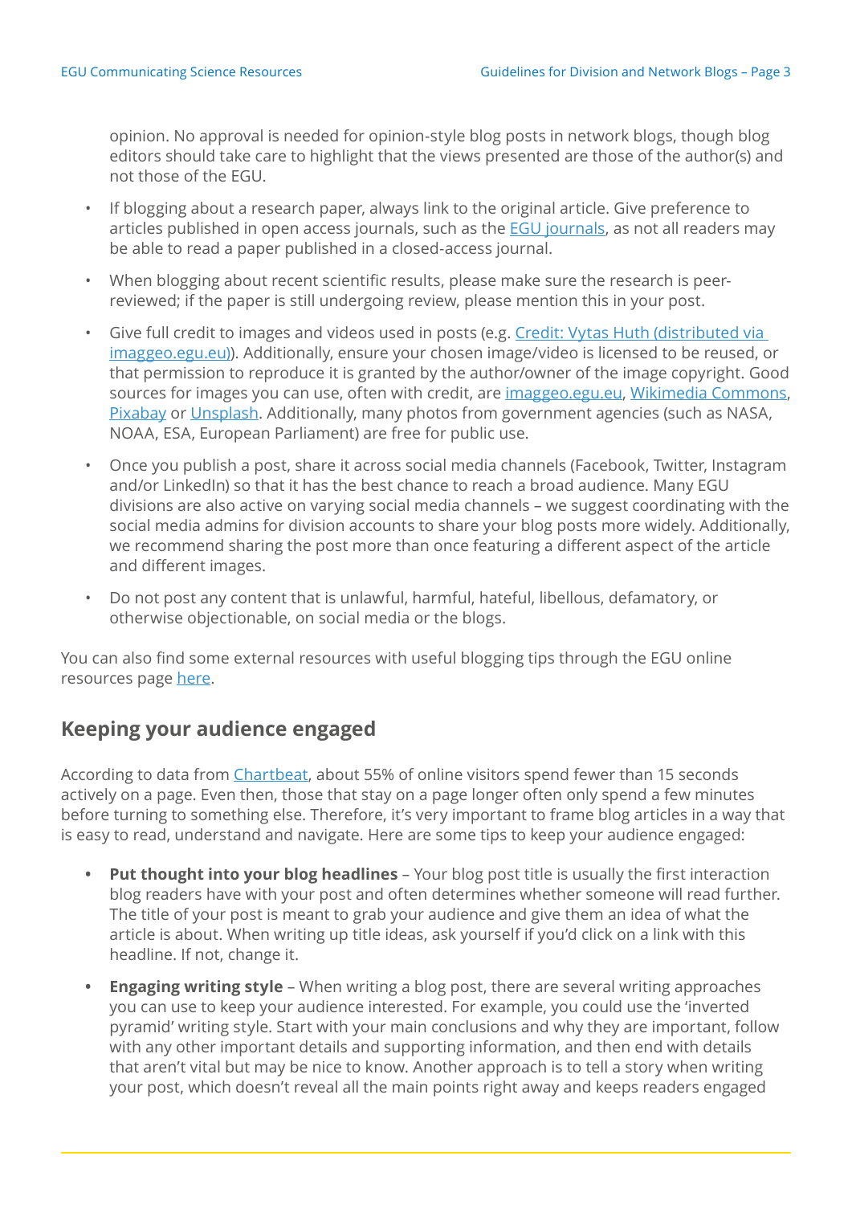opinion. No approval is needed for opinion-style blog posts in network blogs, though blog editors should take care to highlight that the views presented are those of the author(s) and not those of the EGU.

- If blogging about a research paper, always link to the original article. Give preference to articles published in open access journals, such as the EGU journals, as not all readers may be able to read a paper published in a closed-access journal.
- When blogging about recent scientific results, please make sure the research is peer-reviewed; if the paper is still undergoing review, please mention this in your post.
- Give full credit to images and videos used in posts (e.g. Credit: Vytas Huth (distributed via imaggeo.egu.eu)). Additionally, ensure your chosen image/video is licensed to be reused, or that permission to reproduce it is granted by the author/owner of the image copyright. Good sources for images you can use, often with credit, are imaggeo.egu.eu, Wikimedia Commons, Pixabay or Unsplash. Additionally, many photos from government agencies (such as NASA, NOAA, ESA, European Parliament) are free for public use.
- Once you publish a post, share it across social media channels (Facebook, Twitter, Instagram and/or LinkedIn) so that it has the best chance to reach a broad audience. Many EGU divisions are also active on varying social media channels – we suggest coordinating with the social media admins for division accounts to share your blog posts more widely. Additionally, we recommend sharing the post more than once featuring a different aspect of the article and different images.
- Do not post any content that is unlawful, harmful, hateful, libellous, defamatory, or otherwise objectionable, on social media or the blogs.

You can also find some external resources with useful blogging tips through the EGU online resources page here.

## Keeping your audience engaged

According to data from Chartbeat, about 55% of online visitors spend fewer than 15 seconds actively on a page. Even then, those that stay on a page longer often only spend a few minutes before turning to something else. Therefore, it's very important to frame blog articles in a way that is easy to read, understand and navigate. Here are some tips to keep your audience engaged:

- **Put thought into your blog headlines** – Your blog post title is usually the first interaction blog readers have with your post and often determines whether someone will read further. The title of your post is meant to grab your audience and give them an idea of what the article is about. When writing up title ideas, ask yourself if you'd click on a link with this headline. If not, change it.
- **Engaging writing style** – When writing a blog post, there are several writing approaches you can use to keep your audience interested. For example, you could use the 'inverted pyramid' writing style. Start with your main conclusions and why they are important, follow with any other important details and supporting information, and then end with details that aren't vital but may be nice to know. Another approach is to tell a story when writing your post, which doesn't reveal all the main points right away and keeps readers engaged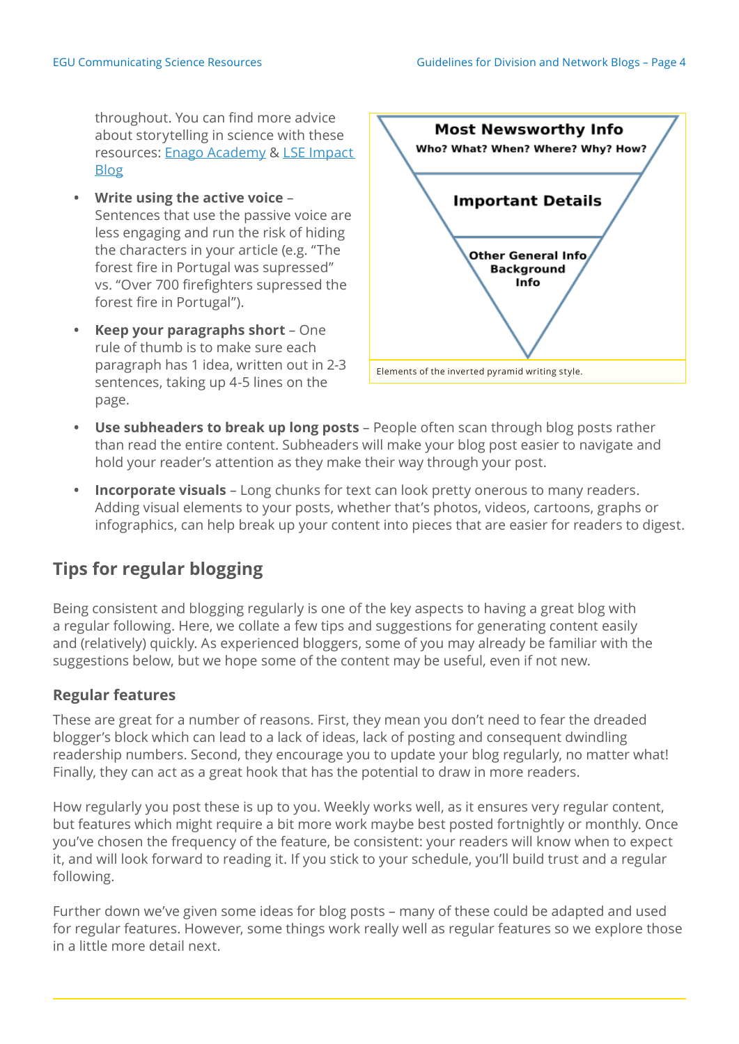throughout. You can find more advice about storytelling in science with these resources: Enago Academy & LSE Impact Blog

- **Write using the active voice** – Sentences that use the passive voice are less engaging and run the risk of hiding the characters in your article (e.g. "The forest fire in Portugal was supressed" vs. "Over 700 firefighters supressed the forest fire in Portugal").
- **Keep your paragraphs short** – One rule of thumb is to make sure each paragraph has 1 idea, written out in 2-3 sentences, taking up 4-5 lines on the page.

**Most Newsworthy Info**
Who? What? When? Where? Why? How?

**Important Details**

**Other General Info Background Info**

Elements of the inverted pyramid writing style.

- **Use subheaders to break up long posts** – People often scan through blog posts rather than read the entire content. Subheaders will make your blog post easier to navigate and hold your reader's attention as they make their way through your post.
- **Incorporate visuals** – Long chunks for text can look pretty onerous to many readers. Adding visual elements to your posts, whether that's photos, videos, cartoons, graphs or infographics, can help break up your content into pieces that are easier for readers to digest.

## Tips for regular blogging

Being consistent and blogging regularly is one of the key aspects to having a great blog with a regular following. Here, we collate a few tips and suggestions for generating content easily and (relatively) quickly. As experienced bloggers, some of you may already be familiar with the suggestions below, but we hope some of the content may be useful, even if not new.

### Regular features

These are great for a number of reasons. First, they mean you don't need to fear the dreaded blogger's block which can lead to a lack of ideas, lack of posting and consequent dwindling readership numbers. Second, they encourage you to update your blog regularly, no matter what! Finally, they can act as a great hook that has the potential to draw in more readers.

How regularly you post these is up to you. Weekly works well, as it ensures very regular content, but features which might require a bit more work maybe best posted fortnightly or monthly. Once you've chosen the frequency of the feature, be consistent: your readers will know when to expect it, and will look forward to reading it. If you stick to your schedule, you'll build trust and a regular following.

Further down we've given some ideas for blog posts – many of these could be adapted and used for regular features. However, some things work really well as regular features so we explore those in a little more detail next.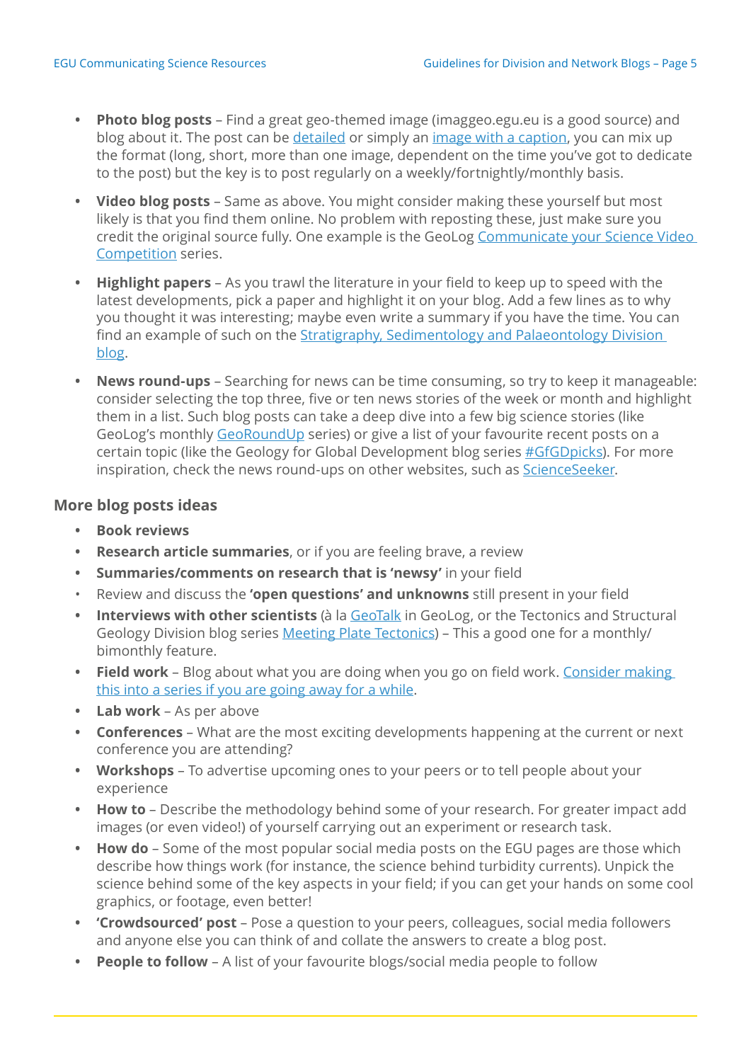- **Photo blog posts** – Find a great geo-themed image (imaggeo.egu.eu is a good source) and blog about it. The post can be detailed or simply an image with a caption, you can mix up the format (long, short, more than one image, dependent on the time you've got to dedicate to the post) but the key is to post regularly on a weekly/fortnightly/monthly basis.

- **Video blog posts** – Same as above. You might consider making these yourself but most likely is that you find them online. No problem with reposting these, just make sure you credit the original source fully. One example is the GeoLog Communicate your Science Video Competition series.

- **Highlight papers** – As you trawl the literature in your field to keep up to speed with the latest developments, pick a paper and highlight it on your blog. Add a few lines as to why you thought it was interesting; maybe even write a summary if you have the time. You can find an example of such on the Stratigraphy, Sedimentology and Palaeontology Division blog.

- **News round-ups** – Searching for news can be time consuming, so try to keep it manageable: consider selecting the top three, five or ten news stories of the week or month and highlight them in a list. Such blog posts can take a deep dive into a few big science stories (like GeoLog's monthly GeoRoundUp series) or give a list of your favourite recent posts on a certain topic (like the Geology for Global Development blog series #GfGDpicks). For more inspiration, check the news round-ups on other websites, such as ScienceSeeker.

### More blog posts ideas

- **Book reviews**
- **Research article summaries**, or if you are feeling brave, a review
- **Summaries/comments on research that is 'newsy'** in your field
- Review and discuss the **'open questions' and unknowns** still present in your field
- **Interviews with other scientists** (à la GeoTalk in GeoLog, or the Tectonics and Structural Geology Division blog series Meeting Plate Tectonics) – This a good one for a monthly/bimonthly feature.
- **Field work** – Blog about what you are doing when you go on field work. Consider making this into a series if you are going away for a while.
- **Lab work** – As per above
- **Conferences** – What are the most exciting developments happening at the current or next conference you are attending?
- **Workshops** – To advertise upcoming ones to your peers or to tell people about your experience
- **How to** – Describe the methodology behind some of your research. For greater impact add images (or even video!) of yourself carrying out an experiment or research task.
- **How do** – Some of the most popular social media posts on the EGU pages are those which describe how things work (for instance, the science behind turbidity currents). Unpick the science behind some of the key aspects in your field; if you can get your hands on some cool graphics, or footage, even better!
- **'Crowdsourced' post** – Pose a question to your peers, colleagues, social media followers and anyone else you can think of and collate the answers to create a blog post.
- **People to follow** – A list of your favourite blogs/social media people to follow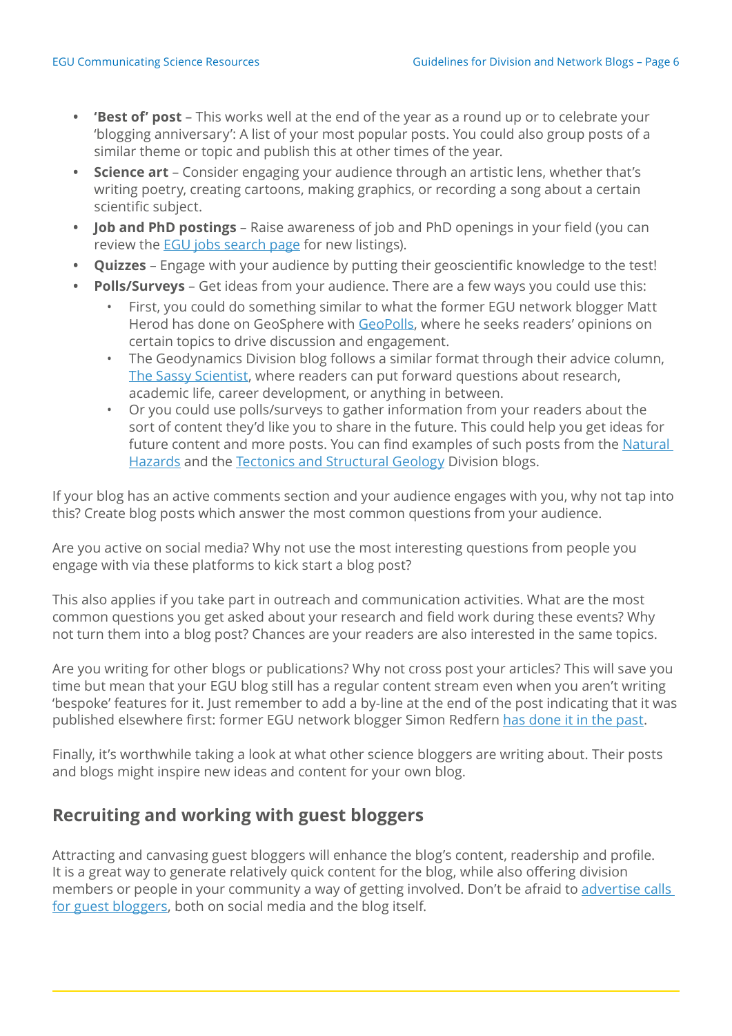- **'Best of' post** – This works well at the end of the year as a round up or to celebrate your 'blogging anniversary': A list of your most popular posts. You could also group posts of a similar theme or topic and publish this at other times of the year.
- **Science art** – Consider engaging your audience through an artistic lens, whether that's writing poetry, creating cartoons, making graphics, or recording a song about a certain scientific subject.
- **Job and PhD postings** – Raise awareness of job and PhD openings in your field (you can review the EGU jobs search page for new listings).
- **Quizzes** – Engage with your audience by putting their geoscientific knowledge to the test!
- **Polls/Surveys** – Get ideas from your audience. There are a few ways you could use this:
  - First, you could do something similar to what the former EGU network blogger Matt Herod has done on GeoSphere with GeoPolls, where he seeks readers' opinions on certain topics to drive discussion and engagement.
  - The Geodynamics Division blog follows a similar format through their advice column, The Sassy Scientist, where readers can put forward questions about research, academic life, career development, or anything in between.
  - Or you could use polls/surveys to gather information from your readers about the sort of content they'd like you to share in the future. This could help you get ideas for future content and more posts. You can find examples of such posts from the Natural Hazards and the Tectonics and Structural Geology Division blogs.

If your blog has an active comments section and your audience engages with you, why not tap into this? Create blog posts which answer the most common questions from your audience.

Are you active on social media? Why not use the most interesting questions from people you engage with via these platforms to kick start a blog post?

This also applies if you take part in outreach and communication activities. What are the most common questions you get asked about your research and field work during these events? Why not turn them into a blog post? Chances are your readers are also interested in the same topics.

Are you writing for other blogs or publications? Why not cross post your articles? This will save you time but mean that your EGU blog still has a regular content stream even when you aren't writing 'bespoke' features for it. Just remember to add a by-line at the end of the post indicating that it was published elsewhere first: former EGU network blogger Simon Redfern has done it in the past.

Finally, it's worthwhile taking a look at what other science bloggers are writing about. Their posts and blogs might inspire new ideas and content for your own blog.

## Recruiting and working with guest bloggers

Attracting and canvasing guest bloggers will enhance the blog's content, readership and profile. It is a great way to generate relatively quick content for the blog, while also offering division members or people in your community a way of getting involved. Don't be afraid to advertise calls for guest bloggers, both on social media and the blog itself.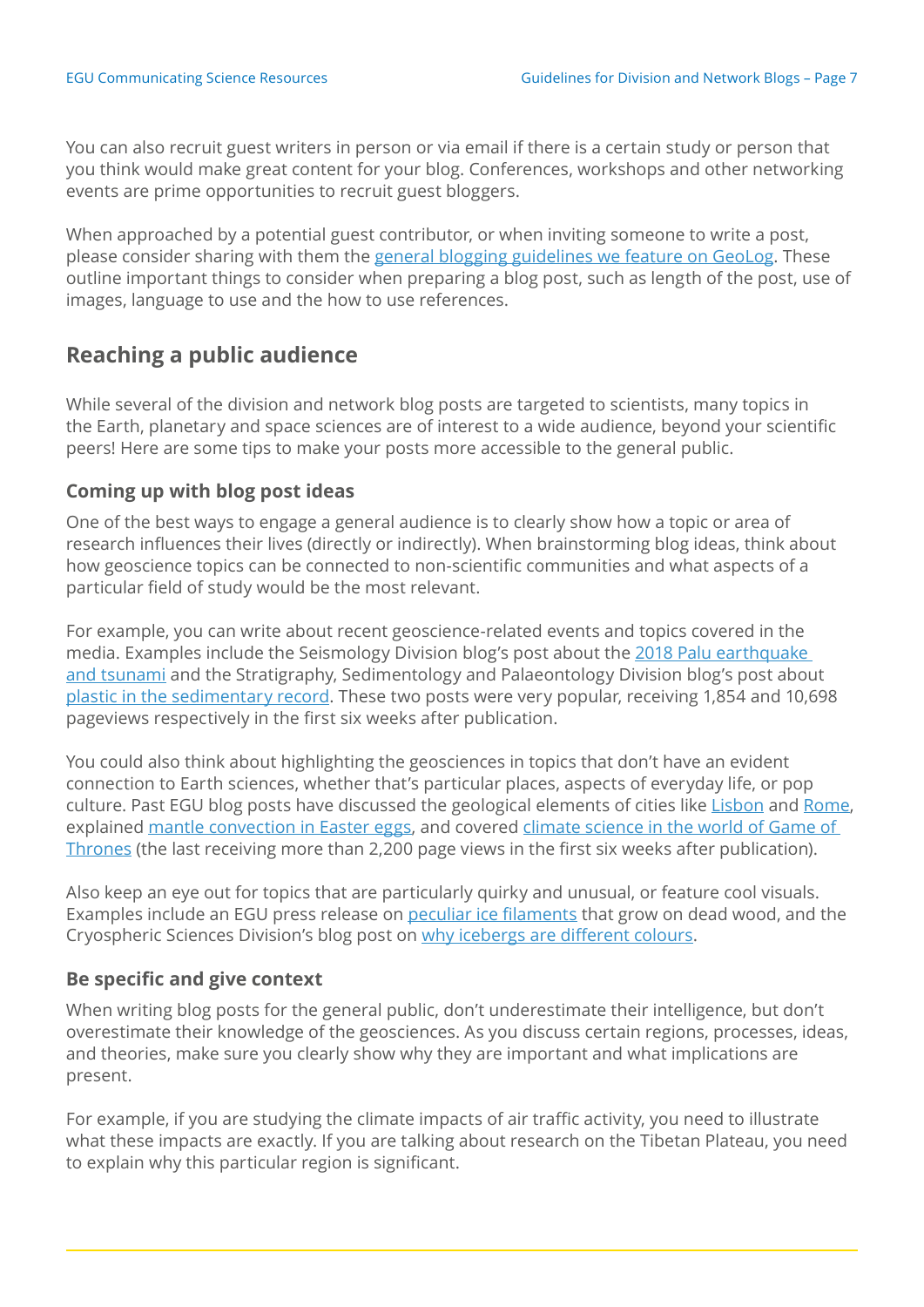You can also recruit guest writers in person or via email if there is a certain study or person that you think would make great content for your blog. Conferences, workshops and other networking events are prime opportunities to recruit guest bloggers.

When approached by a potential guest contributor, or when inviting someone to write a post, please consider sharing with them the general blogging guidelines we feature on GeoLog. These outline important things to consider when preparing a blog post, such as length of the post, use of images, language to use and the how to use references.

## Reaching a public audience

While several of the division and network blog posts are targeted to scientists, many topics in the Earth, planetary and space sciences are of interest to a wide audience, beyond your scientific peers! Here are some tips to make your posts more accessible to the general public.

### Coming up with blog post ideas

One of the best ways to engage a general audience is to clearly show how a topic or area of research influences their lives (directly or indirectly). When brainstorming blog ideas, think about how geoscience topics can be connected to non-scientific communities and what aspects of a particular field of study would be the most relevant.

For example, you can write about recent geoscience-related events and topics covered in the media. Examples include the Seismology Division blog's post about the 2018 Palu earthquake and tsunami and the Stratigraphy, Sedimentology and Palaeontology Division blog's post about plastic in the sedimentary record. These two posts were very popular, receiving 1,854 and 10,698 pageviews respectively in the first six weeks after publication.

You could also think about highlighting the geosciences in topics that don't have an evident connection to Earth sciences, whether that's particular places, aspects of everyday life, or pop culture. Past EGU blog posts have discussed the geological elements of cities like Lisbon and Rome, explained mantle convection in Easter eggs, and covered climate science in the world of Game of Thrones (the last receiving more than 2,200 page views in the first six weeks after publication).

Also keep an eye out for topics that are particularly quirky and unusual, or feature cool visuals. Examples include an EGU press release on peculiar ice filaments that grow on dead wood, and the Cryospheric Sciences Division's blog post on why icebergs are different colours.

### Be specific and give context

When writing blog posts for the general public, don't underestimate their intelligence, but don't overestimate their knowledge of the geosciences. As you discuss certain regions, processes, ideas, and theories, make sure you clearly show why they are important and what implications are present.

For example, if you are studying the climate impacts of air traffic activity, you need to illustrate what these impacts are exactly. If you are talking about research on the Tibetan Plateau, you need to explain why this particular region is significant.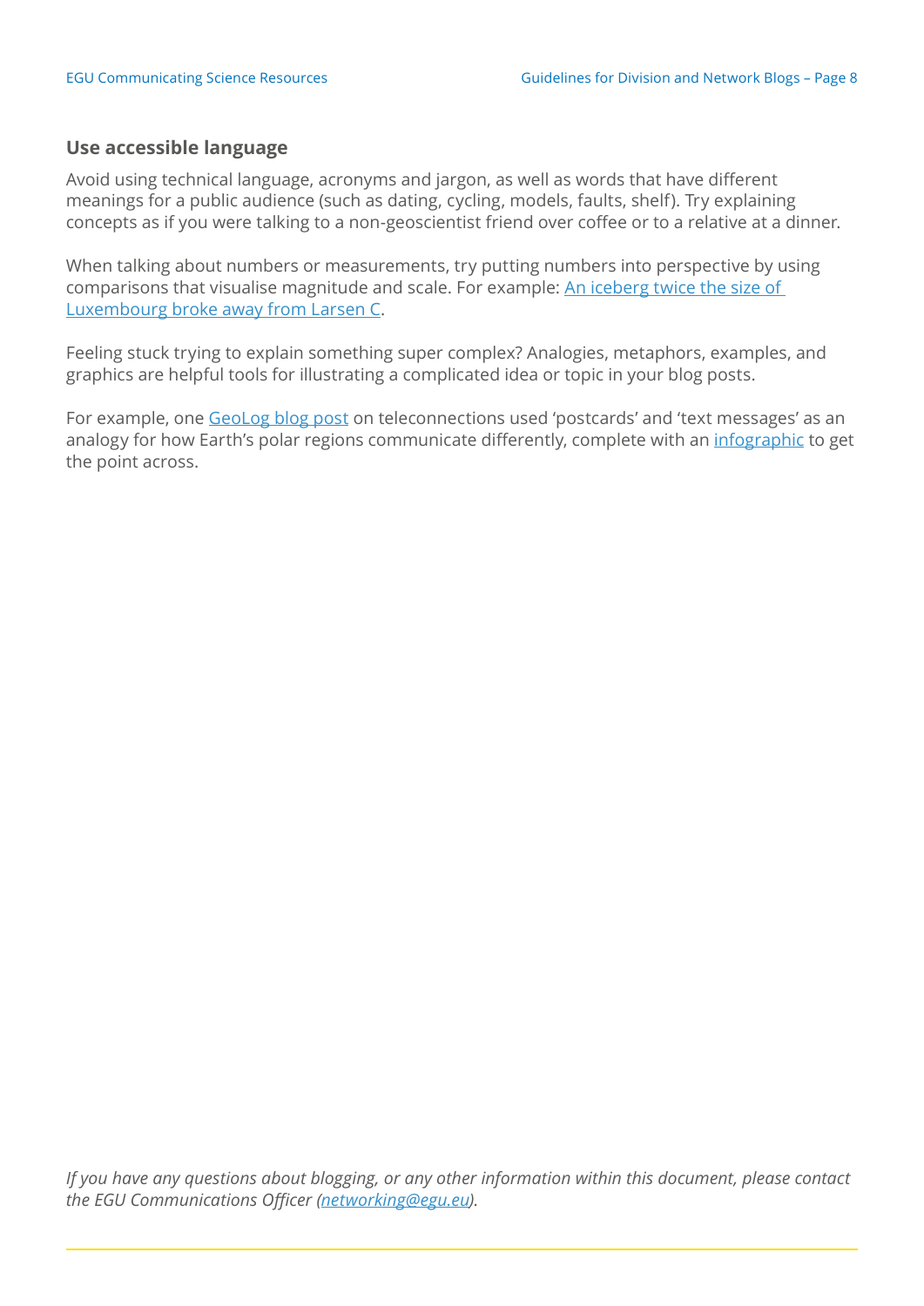### Use accessible language

Avoid using technical language, acronyms and jargon, as well as words that have different meanings for a public audience (such as dating, cycling, models, faults, shelf). Try explaining concepts as if you were talking to a non-geoscientist friend over coffee or to a relative at a dinner.

When talking about numbers or measurements, try putting numbers into perspective by using comparisons that visualise magnitude and scale. For example: An iceberg twice the size of Luxembourg broke away from Larsen C.

Feeling stuck trying to explain something super complex? Analogies, metaphors, examples, and graphics are helpful tools for illustrating a complicated idea or topic in your blog posts.

For example, one GeoLog blog post on teleconnections used 'postcards' and 'text messages' as an analogy for how Earth's polar regions communicate differently, complete with an infographic to get the point across.

*If you have any questions about blogging, or any other information within this document, please contact the EGU Communications Officer (networking@egu.eu).*